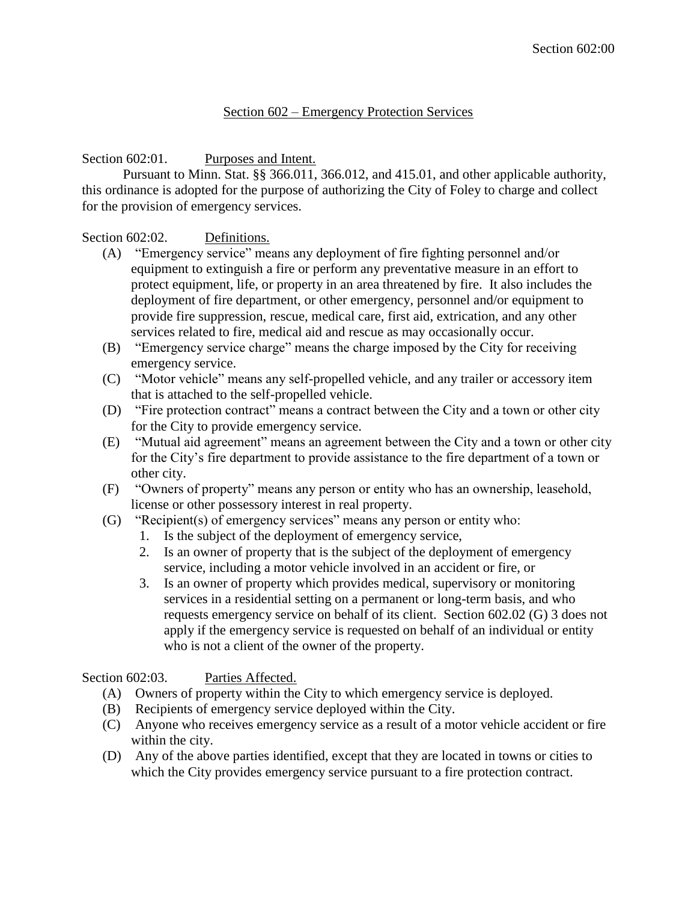# Section 602 – Emergency Protection Services

Section 602:01. Purposes and Intent.

Pursuant to Minn. Stat. §§ 366.011, 366.012, and 415.01, and other applicable authority, this ordinance is adopted for the purpose of authorizing the City of Foley to charge and collect for the provision of emergency services.

Section 602:02. Definitions.

(A) "Emergency service" means any deployment of fire fighting personnel and/or equipment to extinguish a fire or perform any preventative measure in an effort to protect equipment, life, or property in an area threatened by fire. It also includes the deployment of fire department, or other emergency, personnel and/or equipment to provide fire suppression, rescue, medical care, first aid, extrication, and any other services related to fire, medical aid and rescue as may occasionally occur.

(B) "Emergency service charge" means the charge imposed by the City for receiving emergency service.

(C) "Motor vehicle" means any self-propelled vehicle, and any trailer or accessory item that is attached to the self-propelled vehicle.

(D) "Fire protection contract" means a contract between the City and a town or other city for the City to provide emergency service.

(E) "Mutual aid agreement" means an agreement between the City and a town or other city for the City's fire department to provide assistance to the fire department of a town or other city.

(F) "Owners of property" means any person or entity who has an ownership, leasehold, license or other possessory interest in real property.

(G) "Recipient(s) of emergency services" means any person or entity who:

1. Is the subject of the deployment of emergency service,
2. Is an owner of property that is the subject of the deployment of emergency service, including a motor vehicle involved in an accident or fire, or
3. Is an owner of property which provides medical, supervisory or monitoring services in a residential setting on a permanent or long-term basis, and who requests emergency service on behalf of its client. Section 602.02 (G) 3 does not apply if the emergency service is requested on behalf of an individual or entity who is not a client of the owner of the property.

Section 602:03. Parties Affected.

(A) Owners of property within the City to which emergency service is deployed.

(B) Recipients of emergency service deployed within the City.

(C) Anyone who receives emergency service as a result of a motor vehicle accident or fire within the city.

(D) Any of the above parties identified, except that they are located in towns or cities to which the City provides emergency service pursuant to a fire protection contract.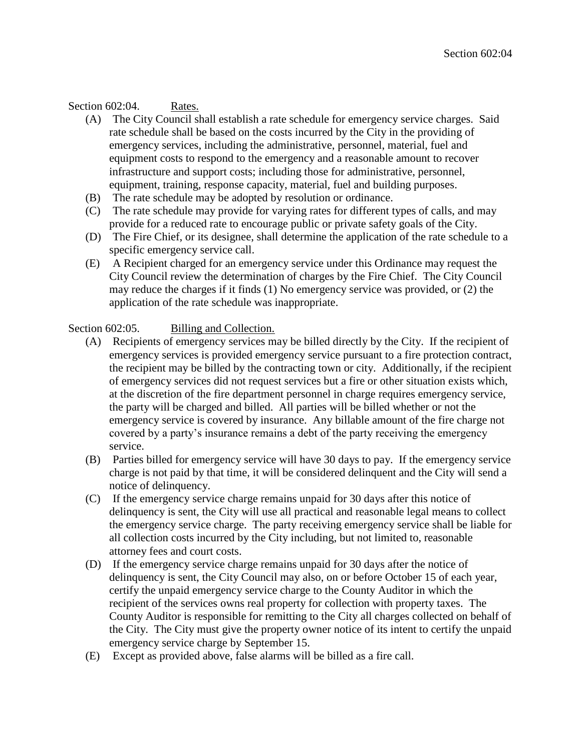Section 602:04. Rates.

(A) The City Council shall establish a rate schedule for emergency service charges. Said rate schedule shall be based on the costs incurred by the City in the providing of emergency services, including the administrative, personnel, material, fuel and equipment costs to respond to the emergency and a reasonable amount to recover infrastructure and support costs; including those for administrative, personnel, equipment, training, response capacity, material, fuel and building purposes.

(B) The rate schedule may be adopted by resolution or ordinance.

(C) The rate schedule may provide for varying rates for different types of calls, and may provide for a reduced rate to encourage public or private safety goals of the City.

(D) The Fire Chief, or its designee, shall determine the application of the rate schedule to a specific emergency service call.

(E) A Recipient charged for an emergency service under this Ordinance may request the City Council review the determination of charges by the Fire Chief. The City Council may reduce the charges if it finds (1) No emergency service was provided, or (2) the application of the rate schedule was inappropriate.

Section 602:05. Billing and Collection.

(A) Recipients of emergency services may be billed directly by the City. If the recipient of emergency services is provided emergency service pursuant to a fire protection contract, the recipient may be billed by the contracting town or city. Additionally, if the recipient of emergency services did not request services but a fire or other situation exists which, at the discretion of the fire department personnel in charge requires emergency service, the party will be charged and billed. All parties will be billed whether or not the emergency service is covered by insurance. Any billable amount of the fire charge not covered by a party's insurance remains a debt of the party receiving the emergency service.

(B) Parties billed for emergency service will have 30 days to pay. If the emergency service charge is not paid by that time, it will be considered delinquent and the City will send a notice of delinquency.

(C) If the emergency service charge remains unpaid for 30 days after this notice of delinquency is sent, the City will use all practical and reasonable legal means to collect the emergency service charge. The party receiving emergency service shall be liable for all collection costs incurred by the City including, but not limited to, reasonable attorney fees and court costs.

(D) If the emergency service charge remains unpaid for 30 days after the notice of delinquency is sent, the City Council may also, on or before October 15 of each year, certify the unpaid emergency service charge to the County Auditor in which the recipient of the services owns real property for collection with property taxes. The County Auditor is responsible for remitting to the City all charges collected on behalf of the City. The City must give the property owner notice of its intent to certify the unpaid emergency service charge by September 15.

(E) Except as provided above, false alarms will be billed as a fire call.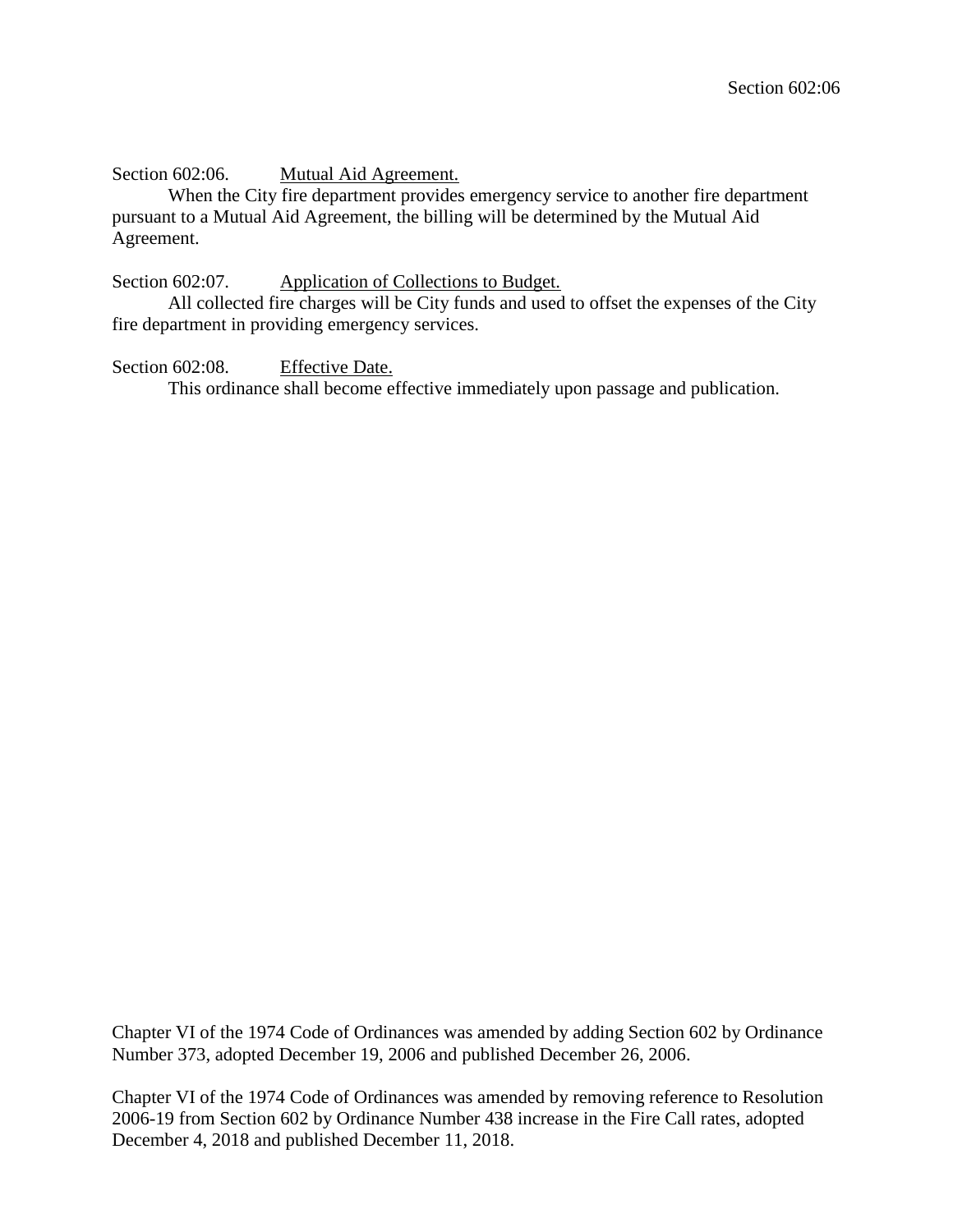Section 602:06. Mutual Aid Agreement.

When the City fire department provides emergency service to another fire department pursuant to a Mutual Aid Agreement, the billing will be determined by the Mutual Aid Agreement.

Section 602:07. Application of Collections to Budget.

All collected fire charges will be City funds and used to offset the expenses of the City fire department in providing emergency services.

Section 602:08. Effective Date.

This ordinance shall become effective immediately upon passage and publication.

Chapter VI of the 1974 Code of Ordinances was amended by adding Section 602 by Ordinance Number 373, adopted December 19, 2006 and published December 26, 2006.

Chapter VI of the 1974 Code of Ordinances was amended by removing reference to Resolution 2006-19 from Section 602 by Ordinance Number 438 increase in the Fire Call rates, adopted December 4, 2018 and published December 11, 2018.